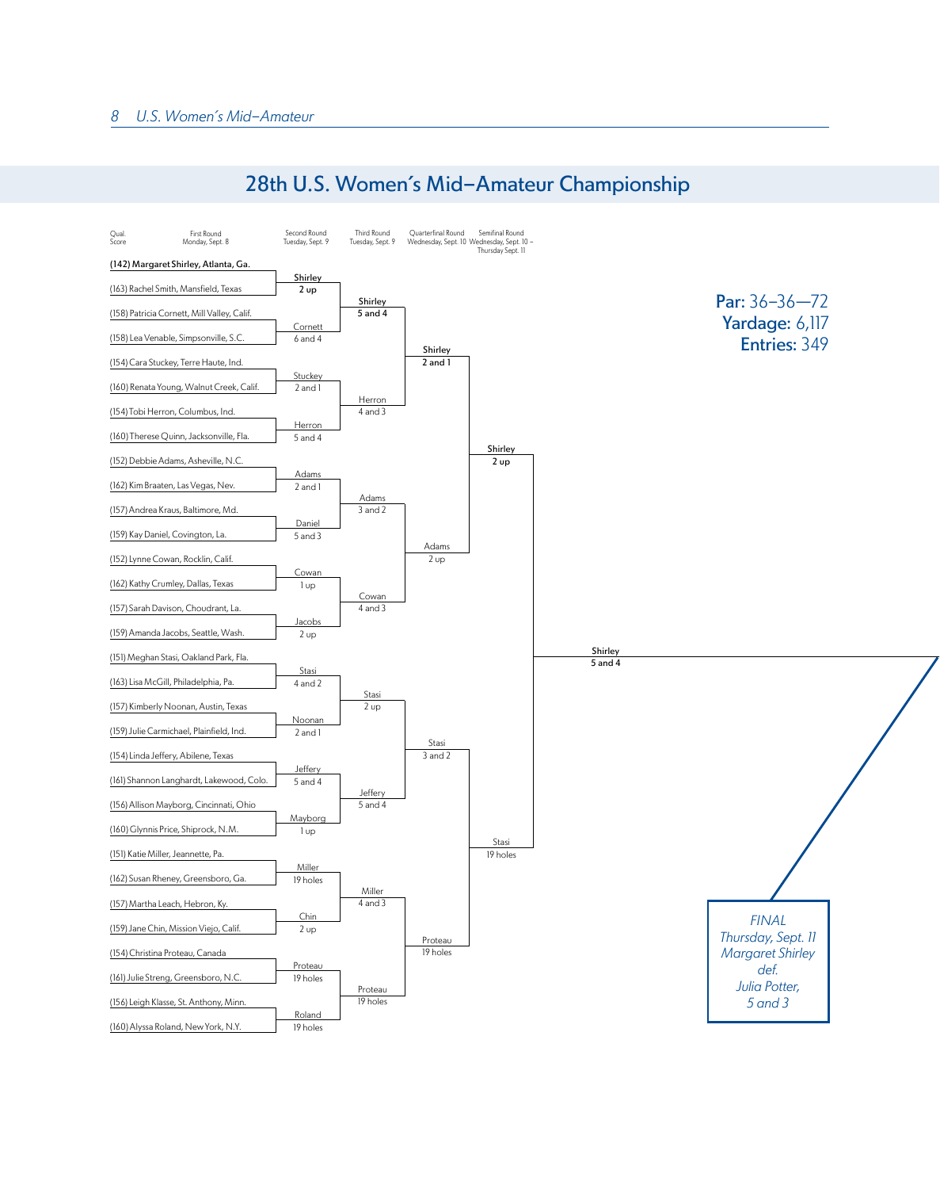# 28th U.S. Women's Mid–Amateur Championship

**Par:** 36–36—72
**Yardage:** 6,117
**Entries:** 349

| Qual. Score | First Round Monday, Sept. 8 | Second Round Tuesday, Sept. 9 | Third Round Tuesday, Sept. 9 | Quarterfinal Round Wednesday, Sept. 10 | Semifinal Round Wednesday, Sept. 10 – Thursday Sept. 11 |
|---|---|---|---|---|---|
| (142) | Margaret Shirley, Atlanta, Ga. | Shirley 2 up | Shirley 5 and 4 | Shirley 2 and 1 | Shirley 2 up |
| (163) | Rachel Smith, Mansfield, Texas | | | | |
| (158) | Patricia Cornett, Mill Valley, Calif. | Cornett 6 and 4 | | | |
| (158) | Lea Venable, Simpsonville, S.C. | | | | |
| (154) | Cara Stuckey, Terre Haute, Ind. | Stuckey 2 and 1 | Herron 4 and 3 | | |
| (160) | Renata Young, Walnut Creek, Calif. | | | | |
| (154) | Tobi Herron, Columbus, Ind. | Herron 5 and 4 | | | |
| (160) | Therese Quinn, Jacksonville, Fla. | | | | |
| (152) | Debbie Adams, Asheville, N.C. | Adams 2 and 1 | Adams 3 and 2 | Adams 2 up | |
| (162) | Kim Braaten, Las Vegas, Nev. | | | | |
| (157) | Andrea Kraus, Baltimore, Md. | Daniel 5 and 3 | | | |
| (159) | Kay Daniel, Covington, La. | | | | |
| (152) | Lynne Cowan, Rocklin, Calif. | Cowan 1 up | Cowan 4 and 3 | | |
| (162) | Kathy Crumley, Dallas, Texas | | | | |
| (157) | Sarah Davison, Choudrant, La. | Jacobs 2 up | | | |
| (159) | Amanda Jacobs, Seattle, Wash. | | | | |
| (151) | Meghan Stasi, Oakland Park, Fla. | Stasi 4 and 2 | Stasi 2 up | Stasi 3 and 2 | Stasi 19 holes |
| (163) | Lisa McGill, Philadelphia, Pa. | | | | |
| (157) | Kimberly Noonan, Austin, Texas | Noonan 2 and 1 | | | |
| (159) | Julie Carmichael, Plainfield, Ind. | | | | |
| (154) | Linda Jeffery, Abilene, Texas | Jeffery 5 and 4 | Jeffery 5 and 4 | | |
| (161) | Shannon Langhardt, Lakewood, Colo. | | | | |
| (156) | Allison Mayborg, Cincinnati, Ohio | Mayborg 1 up | | | |
| (160) | Glynnis Price, Shiprock, N.M. | | | | |
| (151) | Katie Miller, Jeannette, Pa. | Miller 19 holes | Miller 4 and 3 | Proteau 19 holes | |
| (162) | Susan Rheney, Greensboro, Ga. | | | | |
| (157) | Martha Leach, Hebron, Ky. | Chin 2 up | | | |
| (159) | Jane Chin, Mission Viejo, Calif. | | | | |
| (154) | Christina Proteau, Canada | Proteau 19 holes | Proteau 19 holes | | |
| (161) | Julie Streng, Greensboro, N.C. | | | | |
| (156) | Leigh Klasse, St. Anthony, Minn. | Roland 19 holes | | | |
| (160) | Alyssa Roland, New York, N.Y. | | | | |

Semifinal winner (upper bracket): Shirley 5 and 4

*FINAL*
*Thursday, Sept. 11*
*Margaret Shirley*
*def.*
*Julia Potter,*
*5 and 3*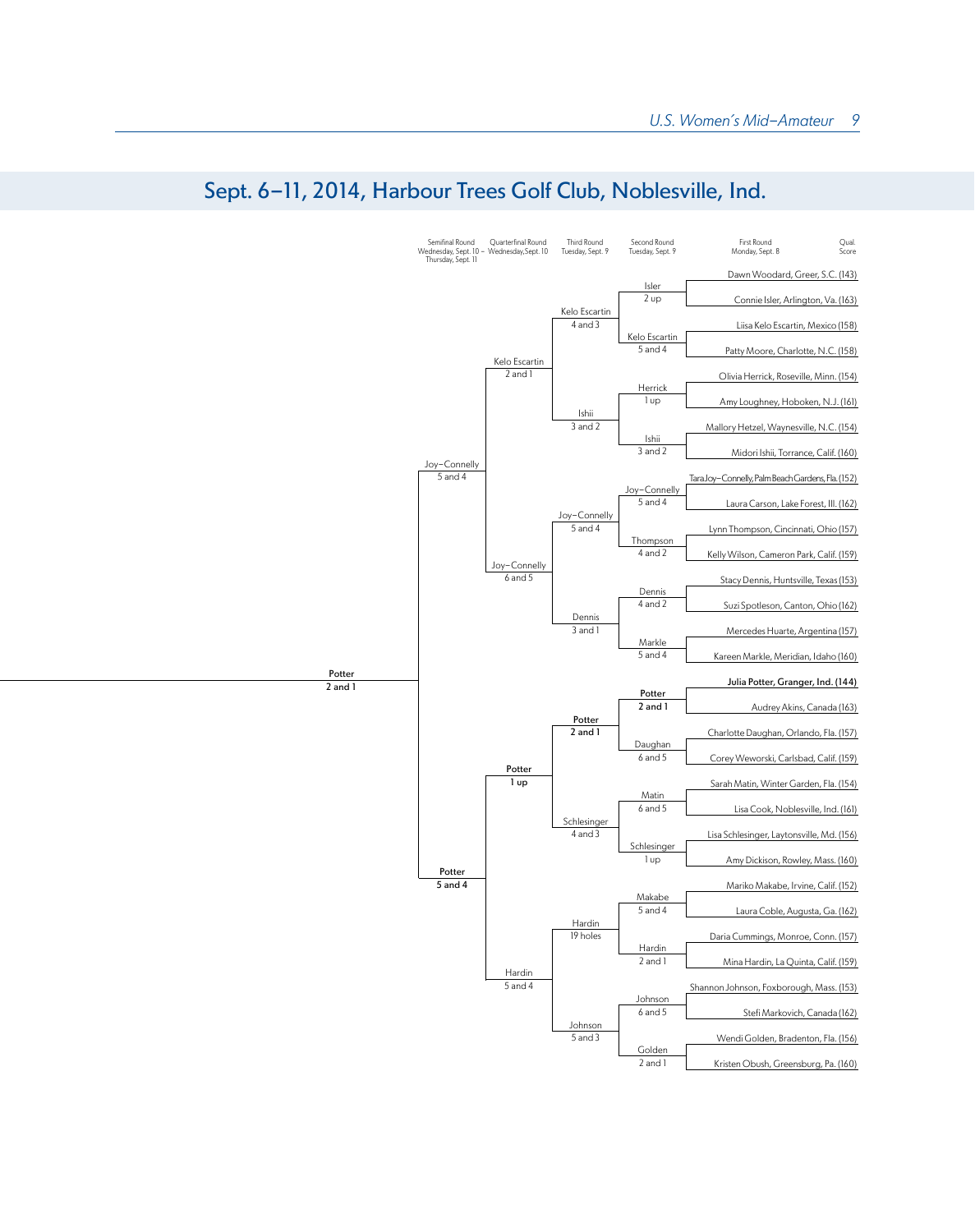## Sept. 6–11, 2014, Harbour Trees Golf Club, Noblesville, Ind.

| Qual. Score | First Round Monday, Sept. 8 | Second Round Tuesday, Sept. 9 | Third Round Tuesday, Sept. 9 | Quarterfinal Round Wednesday, Sept. 10 | Semifinal Round Wednesday, Sept. 10 – Thursday, Sept. 11 | Final |
|---|---|---|---|---|---|---|
| 143 | Dawn Woodard, Greer, S.C. | Isler 2 up | Kelo Escartin 4 and 3 | Kelo Escartin 2 and 1 | Joy-Connelly 5 and 4 | Potter 2 and 1 |
| 163 | Connie Isler, Arlington, Va. | | | | | |
| 158 | Liisa Kelo Escartin, Mexico | Kelo Escartin 5 and 4 | | | | |
| 158 | Patty Moore, Charlotte, N.C. | | | | | |
| 154 | Olivia Herrick, Roseville, Minn. | Herrick 1 up | Ishii 3 and 2 | | | |
| 161 | Amy Loughney, Hoboken, N.J. | | | | | |
| 154 | Mallory Hetzel, Waynesville, N.C. | Ishii 3 and 2 | | | | |
| 160 | Midori Ishii, Torrance, Calif. | | | | | |
| 152 | Tara Joy-Connelly, Palm Beach Gardens, Fla. | Joy-Connelly 5 and 4 | Joy-Connelly 5 and 4 | Joy-Connelly 6 and 5 | | |
| 162 | Laura Carson, Lake Forest, Ill. | | | | | |
| 157 | Lynn Thompson, Cincinnati, Ohio | Thompson 4 and 2 | | | | |
| 159 | Kelly Wilson, Cameron Park, Calif. | | | | | |
| 153 | Stacy Dennis, Huntsville, Texas | Dennis 4 and 2 | Dennis 3 and 1 | | | |
| 162 | Suzi Spotleson, Canton, Ohio | | | | | |
| 157 | Mercedes Huarte, Argentina | Markle 5 and 4 | | | | |
| 160 | Kareen Markle, Meridian, Idaho | | | | | |
| 144 | **Julia Potter, Granger, Ind.** | **Potter 2 and 1** | **Potter 2 and 1** | **Potter 1 up** | **Potter 5 and 4** | |
| 163 | Audrey Akins, Canada | | | | | |
| 157 | Charlotte Daughan, Orlando, Fla. | Daughan 6 and 5 | | | | |
| 159 | Corey Weworski, Carlsbad, Calif. | | | | | |
| 154 | Sarah Matin, Winter Garden, Fla. | Matin 6 and 5 | Schlesinger 4 and 3 | | | |
| 161 | Lisa Cook, Noblesville, Ind. | | | | | |
| 156 | Lisa Schlesinger, Laytonsville, Md. | Schlesinger 1 up | | | | |
| 160 | Amy Dickison, Rowley, Mass. | | | | | |
| 152 | Mariko Makabe, Irvine, Calif. | Makabe 5 and 4 | Hardin 19 holes | Hardin 5 and 4 | | |
| 162 | Laura Coble, Augusta, Ga. | | | | | |
| 157 | Daria Cummings, Monroe, Conn. | Hardin 2 and 1 | | | | |
| 159 | Mina Hardin, La Quinta, Calif. | | | | | |
| 153 | Shannon Johnson, Foxborough, Mass. | Johnson 6 and 5 | Johnson 5 and 3 | | | |
| 162 | Stefi Markovich, Canada | | | | | |
| 156 | Wendi Golden, Bradenton, Fla. | Golden 2 and 1 | | | | |
| 160 | Kristen Obush, Greensburg, Pa. | | | | | |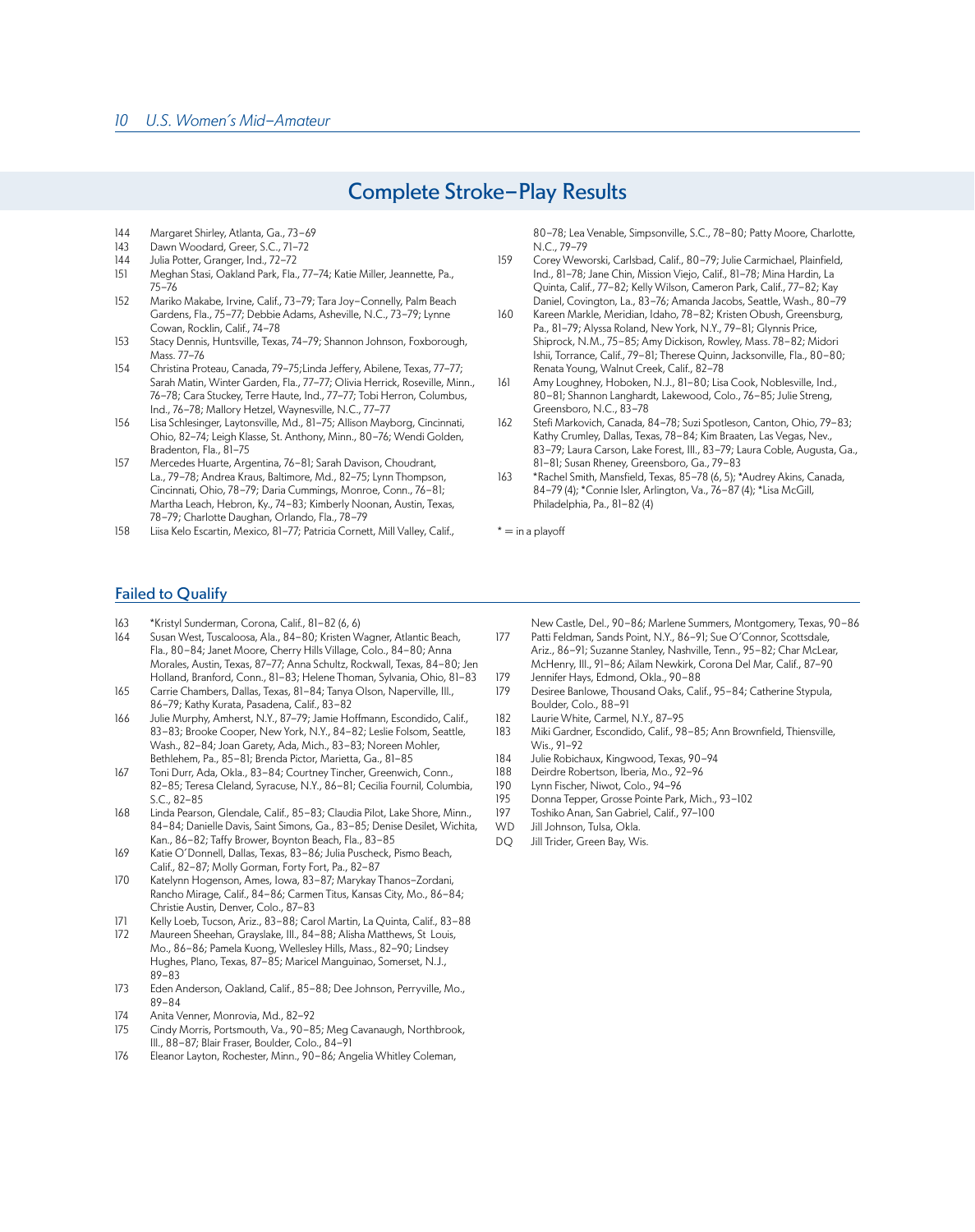## Complete Stroke–Play Results

144 Margaret Shirley, Atlanta, Ga., 73–69
143 Dawn Woodard, Greer, S.C., 71–72
144 Julia Potter, Granger, Ind., 72–72
151 Meghan Stasi, Oakland Park, Fla., 77–74; Katie Miller, Jeannette, Pa., 75–76
152 Mariko Makabe, Irvine, Calif., 73–79; Tara Joy–Connelly, Palm Beach Gardens, Fla., 75–77; Debbie Adams, Asheville, N.C., 73–79; Lynne Cowan, Rocklin, Calif., 74–78
153 Stacy Dennis, Huntsville, Texas, 74–79; Shannon Johnson, Foxborough, Mass. 77–76
154 Christina Proteau, Canada, 79–75;Linda Jeffery, Abilene, Texas, 77–77; Sarah Matin, Winter Garden, Fla., 77–77; Olivia Herrick, Roseville, Minn., 76–78; Cara Stuckey, Terre Haute, Ind., 77–77; Tobi Herron, Columbus, Ind., 76–78; Mallory Hetzel, Waynesville, N.C., 77–77
156 Lisa Schlesinger, Laytonsville, Md., 81–75; Allison Mayborg, Cincinnati, Ohio, 82–74; Leigh Klasse, St. Anthony, Minn., 80–76; Wendi Golden, Bradenton, Fla., 81–75
157 Mercedes Huarte, Argentina, 76–81; Sarah Davison, Choudrant, La., 79–78; Andrea Kraus, Baltimore, Md., 82–75; Lynn Thompson, Cincinnati, Ohio, 78–79; Daria Cummings, Monroe, Conn., 76–81; Martha Leach, Hebron, Ky., 74–83; Kimberly Noonan, Austin, Texas, 78–79; Charlotte Daughan, Orlando, Fla., 78–79
158 Liisa Kelo Escartin, Mexico, 81–77; Patricia Cornett, Mill Valley, Calif., 80–78; Lea Venable, Simpsonville, S.C., 78–80; Patty Moore, Charlotte, N.C., 79–79
159 Corey Weworski, Carlsbad, Calif., 80–79; Julie Carmichael, Plainfield, Ind., 81–78; Jane Chin, Mission Viejo, Calif., 81–78; Mina Hardin, La Quinta, Calif., 77–82; Kelly Wilson, Cameron Park, Calif., 77–82; Kay Daniel, Covington, La., 83–76; Amanda Jacobs, Seattle, Wash., 80–79
160 Kareen Markle, Meridian, Idaho, 78–82; Kristen Obush, Greensburg, Pa., 81–79; Alyssa Roland, New York, N.Y., 79–81; Glynnis Price, Shiprock, N.M., 75–85; Amy Dickison, Rowley, Mass. 78–82; Midori Ishii, Torrance, Calif., 79–81; Therese Quinn, Jacksonville, Fla., 80–80; Renata Young, Walnut Creek, Calif., 82–78
161 Amy Loughney, Hoboken, N.J., 81–80; Lisa Cook, Noblesville, Ind., 80–81; Shannon Langhardt, Lakewood, Colo., 76–85; Julie Streng, Greensboro, N.C., 83–78
162 Stefi Markovich, Canada, 84–78; Suzi Spotleson, Canton, Ohio, 79–83; Kathy Crumley, Dallas, Texas, 78–84; Kim Braaten, Las Vegas, Nev., 83–79; Laura Carson, Lake Forest, Ill., 83–79; Laura Coble, Augusta, Ga., 81–81; Susan Rheney, Greensboro, Ga., 79–83
163 *Rachel Smith, Mansfield, Texas, 85–78 (6, 5); *Audrey Akins, Canada, 84–79 (4); *Connie Isler, Arlington, Va., 76–87 (4); *Lisa McGill, Philadelphia, Pa., 81–82 (4)

* = in a playoff

### Failed to Qualify

163 *Kristyl Sunderman, Corona, Calif., 81–82 (6, 6)
164 Susan West, Tuscaloosa, Ala., 84–80; Kristen Wagner, Atlantic Beach, Fla., 80–84; Janet Moore, Cherry Hills Village, Colo., 84–80; Anna Morales, Austin, Texas, 87–77; Anna Schultz, Rockwall, Texas, 84–80; Jen Holland, Branford, Conn., 81–83; Helene Thoman, Sylvania, Ohio, 81–83
165 Carrie Chambers, Dallas, Texas, 81–84; Tanya Olson, Naperville, Ill., 86–79; Kathy Kurata, Pasadena, Calif., 83–82
166 Julie Murphy, Amherst, N.Y., 87–79; Jamie Hoffmann, Escondido, Calif., 83–83; Brooke Cooper, New York, N.Y., 84–82; Leslie Folsom, Seattle, Wash., 82–84; Joan Garety, Ada, Mich., 83–83; Noreen Mohler, Bethlehem, Pa., 85–81; Brenda Pictor, Marietta, Ga., 81–85
167 Toni Durr, Ada, Okla., 83–84; Courtney Tincher, Greenwich, Conn., 82–85; Teresa Cleland, Syracuse, N.Y., 86–81; Cecilia Fournil, Columbia, S.C., 82–85
168 Linda Pearson, Glendale, Calif., 85–83; Claudia Pilot, Lake Shore, Minn., 84–84; Danielle Davis, Saint Simons, Ga., 83–85; Denise Desilet, Wichita, Kan., 86–82; Taffy Brower, Boynton Beach, Fla., 83–85
169 Katie O´Donnell, Dallas, Texas, 83–86; Julia Puscheck, Pismo Beach, Calif., 82–87; Molly Gorman, Forty Fort, Pa., 82–87
170 Katelynn Hogenson, Ames, Iowa, 83–87; Marykay Thanos–Zordani, Rancho Mirage, Calif., 84–86; Carmen Titus, Kansas City, Mo., 86–84; Christie Austin, Denver, Colo., 87–83
171 Kelly Loeb, Tucson, Ariz., 83–88; Carol Martin, La Quinta, Calif., 83–88
172 Maureen Sheehan, Grayslake, Ill., 84–88; Alisha Matthews, St Louis, Mo., 86–86; Pamela Kuong, Wellesley Hills, Mass., 82–90; Lindsey Hughes, Plano, Texas, 87–85; Maricel Manguinao, Somerset, N.J., 89–83
173 Eden Anderson, Oakland, Calif., 85–88; Dee Johnson, Perryville, Mo., 89–84
174 Anita Venner, Monrovia, Md., 82–92
175 Cindy Morris, Portsmouth, Va., 90–85; Meg Cavanaugh, Northbrook, Ill., 88–87; Blair Fraser, Boulder, Colo., 84–91
176 Eleanor Layton, Rochester, Minn., 90–86; Angelia Whitley Coleman, New Castle, Del., 90–86; Marlene Summers, Montgomery, Texas, 90–86
177 Patti Feldman, Sands Point, N.Y., 86–91; Sue O´Connor, Scottsdale, Ariz., 86–91; Suzanne Stanley, Nashville, Tenn., 95–82; Char McLear, McHenry, Ill., 91–86; Ailam Newkirk, Corona Del Mar, Calif., 87–90
179 Jennifer Hays, Edmond, Okla., 90–88
179 Desiree Banlowe, Thousand Oaks, Calif., 95–84; Catherine Stypula, Boulder, Colo., 88–91
182 Laurie White, Carmel, N.Y., 87–95
183 Miki Gardner, Escondido, Calif., 98–85; Ann Brownfield, Thiensville, Wis., 91–92
184 Julie Robichaux, Kingwood, Texas, 90–94
188 Deirdre Robertson, Iberia, Mo., 92–96
190 Lynn Fischer, Niwot, Colo., 94–96
195 Donna Tepper, Grosse Pointe Park, Mich., 93–102
197 Toshiko Anan, San Gabriel, Calif., 97–100
WD Jill Johnson, Tulsa, Okla.
DQ Jill Trider, Green Bay, Wis.